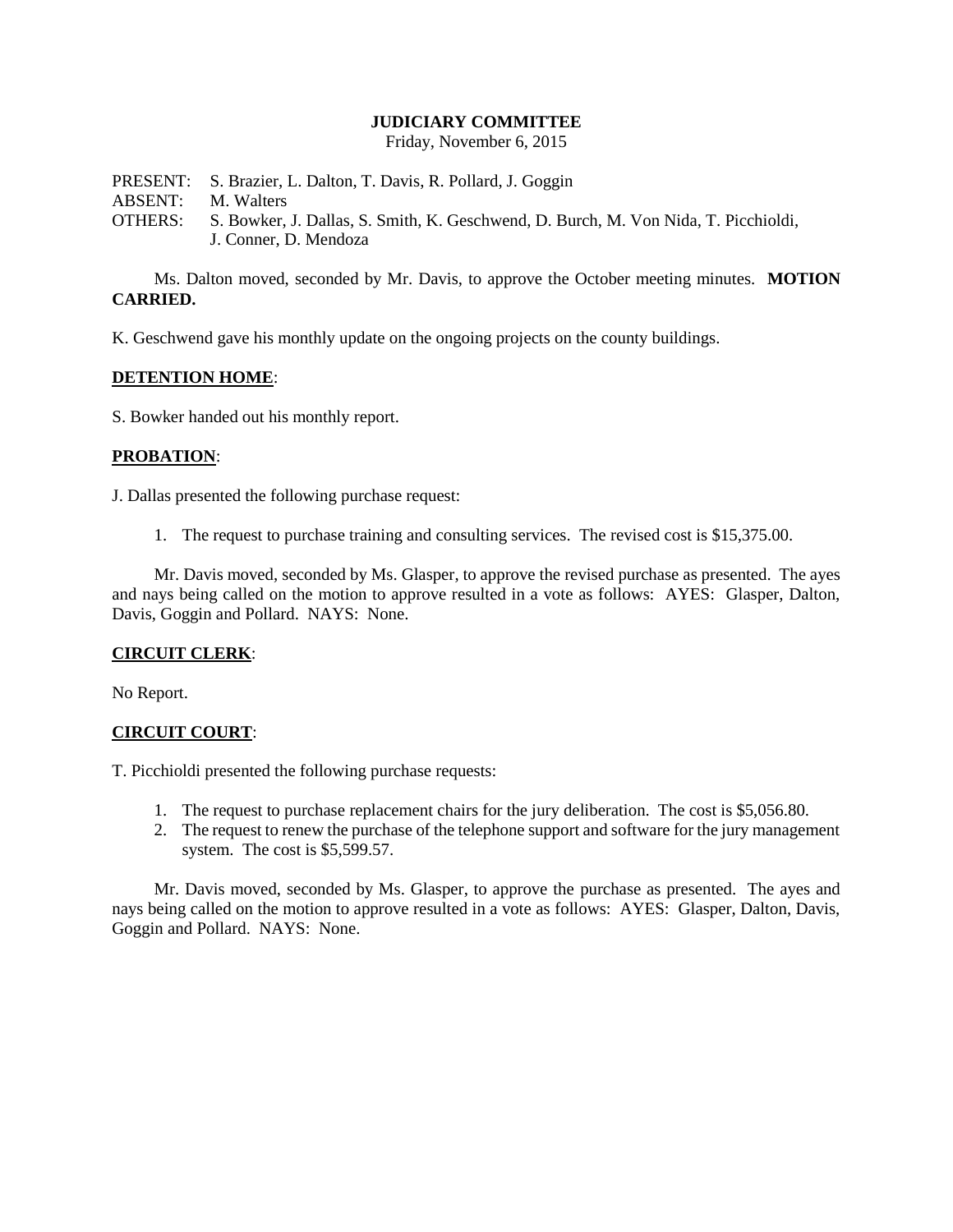**JUDICIARY COMMITTEE**

Friday, November 6, 2015

PRESENT: S. Brazier, L. Dalton, T. Davis, R. Pollard, J. Goggin
ABSENT: M. Walters
OTHERS: S. Bowker, J. Dallas, S. Smith, K. Geschwend, D. Burch, M. Von Nida, T. Picchioldi, J. Conner, D. Mendoza

Ms. Dalton moved, seconded by Mr. Davis, to approve the October meeting minutes. **MOTION CARRIED.**

K. Geschwend gave his monthly update on the ongoing projects on the county buildings.

**DETENTION HOME**:

S. Bowker handed out his monthly report.

**PROBATION**:

J. Dallas presented the following purchase request:

1. The request to purchase training and consulting services. The revised cost is $15,375.00.

Mr. Davis moved, seconded by Ms. Glasper, to approve the revised purchase as presented. The ayes and nays being called on the motion to approve resulted in a vote as follows: AYES: Glasper, Dalton, Davis, Goggin and Pollard. NAYS: None.

**CIRCUIT CLERK**:

No Report.

**CIRCUIT COURT**:

T. Picchioldi presented the following purchase requests:

1. The request to purchase replacement chairs for the jury deliberation. The cost is $5,056.80.
2. The request to renew the purchase of the telephone support and software for the jury management system. The cost is $5,599.57.

Mr. Davis moved, seconded by Ms. Glasper, to approve the purchase as presented. The ayes and nays being called on the motion to approve resulted in a vote as follows: AYES: Glasper, Dalton, Davis, Goggin and Pollard. NAYS: None.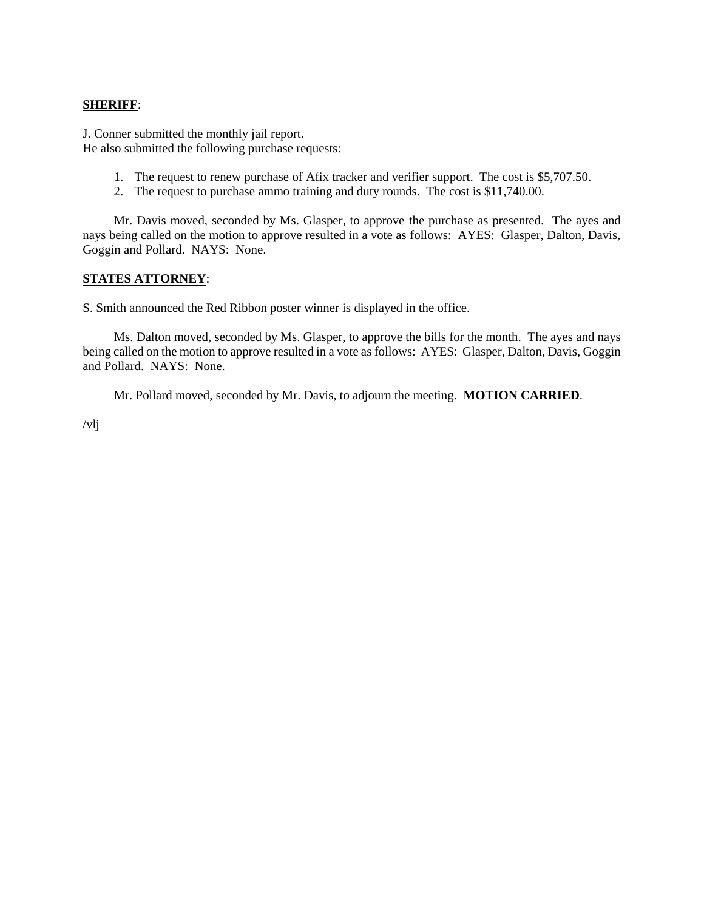**SHERIFF**:

J. Conner submitted the monthly jail report.
He also submitted the following purchase requests:

1. The request to renew purchase of Afix tracker and verifier support. The cost is $5,707.50.
2. The request to purchase ammo training and duty rounds. The cost is $11,740.00.

Mr. Davis moved, seconded by Ms. Glasper, to approve the purchase as presented. The ayes and nays being called on the motion to approve resulted in a vote as follows: AYES: Glasper, Dalton, Davis, Goggin and Pollard. NAYS: None.

**STATES ATTORNEY**:

S. Smith announced the Red Ribbon poster winner is displayed in the office.

Ms. Dalton moved, seconded by Ms. Glasper, to approve the bills for the month. The ayes and nays being called on the motion to approve resulted in a vote as follows: AYES: Glasper, Dalton, Davis, Goggin and Pollard. NAYS: None.

Mr. Pollard moved, seconded by Mr. Davis, to adjourn the meeting. **MOTION CARRIED**.

/vlj